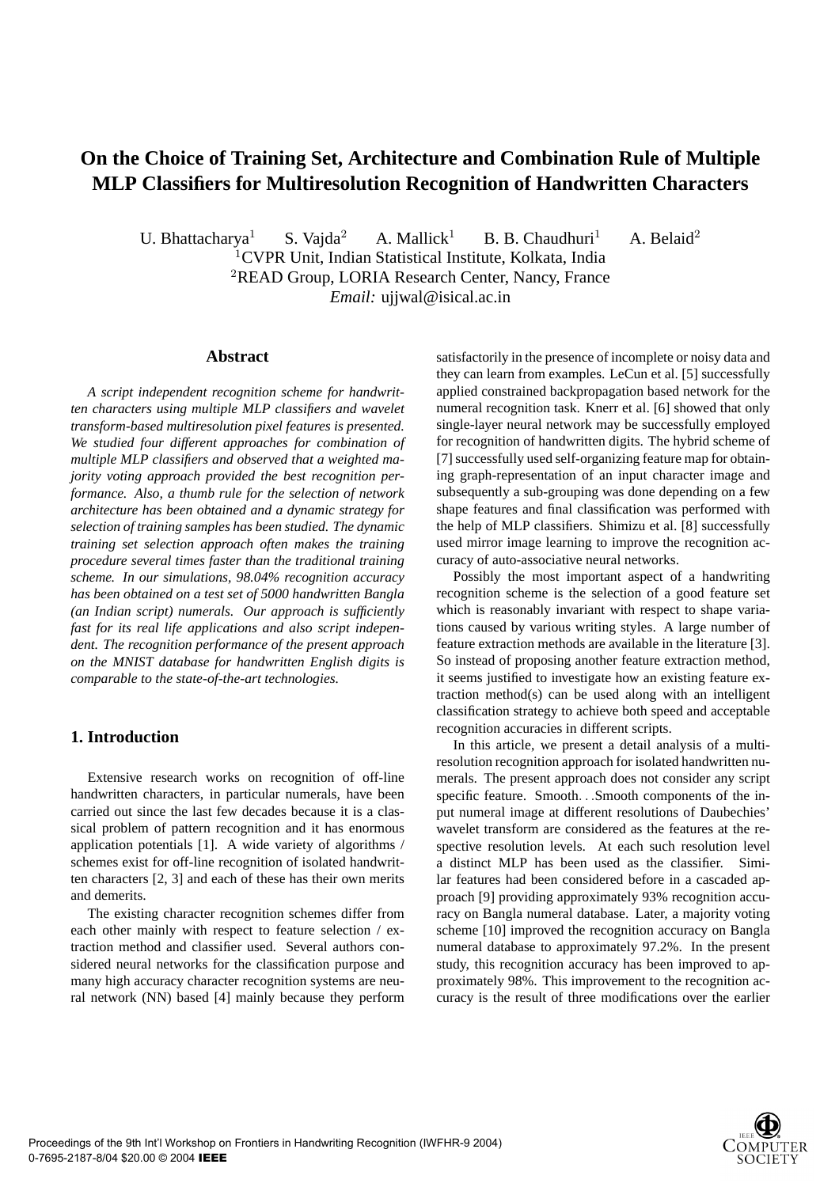# On the Choice of Training Set, Architecture and Combination Rule of Multiple MLP Classifiers for Multiresolution Recognition of Handwritten Characters

U. Bhattacharya[1] S. Vajda[2] A. Mallick[1] B. B. Chaudhuri[1] A. Belaid[2]

[1]CVPR Unit, Indian Statistical Institute, Kolkata, India

[2]READ Group, LORIA Research Center, Nancy, France

*Email:* ujjwal@isical.ac.in

## Abstract

*A script independent recognition scheme for handwritten characters using multiple MLP classifiers and wavelet transform-based multiresolution pixel features is presented. We studied four different approaches for combination of multiple MLP classifiers and observed that a weighted majority voting approach provided the best recognition performance. Also, a thumb rule for the selection of network architecture has been obtained and a dynamic strategy for selection of training samples has been studied. The dynamic training set selection approach often makes the training procedure several times faster than the traditional training scheme. In our simulations, 98.04% recognition accuracy has been obtained on a test set of 5000 handwritten Bangla (an Indian script) numerals. Our approach is sufficiently fast for its real life applications and also script independent. The recognition performance of the present approach on the MNIST database for handwritten English digits is comparable to the state-of-the-art technologies.*

## 1. Introduction

Extensive research works on recognition of off-line handwritten characters, in particular numerals, have been carried out since the last few decades because it is a classical problem of pattern recognition and it has enormous application potentials [1]. A wide variety of algorithms / schemes exist for off-line recognition of isolated handwritten characters [2, 3] and each of these has their own merits and demerits.

The existing character recognition schemes differ from each other mainly with respect to feature selection / extraction method and classifier used. Several authors considered neural networks for the classification purpose and many high accuracy character recognition systems are neural network (NN) based [4] mainly because they perform satisfactorily in the presence of incomplete or noisy data and they can learn from examples. LeCun et al. [5] successfully applied constrained backpropagation based network for the numeral recognition task. Knerr et al. [6] showed that only single-layer neural network may be successfully employed for recognition of handwritten digits. The hybrid scheme of [7] successfully used self-organizing feature map for obtaining graph-representation of an input character image and subsequently a sub-grouping was done depending on a few shape features and final classification was performed with the help of MLP classifiers. Shimizu et al. [8] successfully used mirror image learning to improve the recognition accuracy of auto-associative neural networks.

Possibly the most important aspect of a handwriting recognition scheme is the selection of a good feature set which is reasonably invariant with respect to shape variations caused by various writing styles. A large number of feature extraction methods are available in the literature [3]. So instead of proposing another feature extraction method, it seems justified to investigate how an existing feature extraction method(s) can be used along with an intelligent classification strategy to achieve both speed and acceptable recognition accuracies in different scripts.

In this article, we present a detail analysis of a multiresolution recognition approach for isolated handwritten numerals. The present approach does not consider any script specific feature. Smooth. . .Smooth components of the input numeral image at different resolutions of Daubechies' wavelet transform are considered as the features at the respective resolution levels. At each such resolution level a distinct MLP has been used as the classifier. Similar features had been considered before in a cascaded approach [9] providing approximately 93% recognition accuracy on Bangla numeral database. Later, a majority voting scheme [10] improved the recognition accuracy on Bangla numeral database to approximately 97.2%. In the present study, this recognition accuracy has been improved to approximately 98%. This improvement to the recognition accuracy is the result of three modifications over the earlier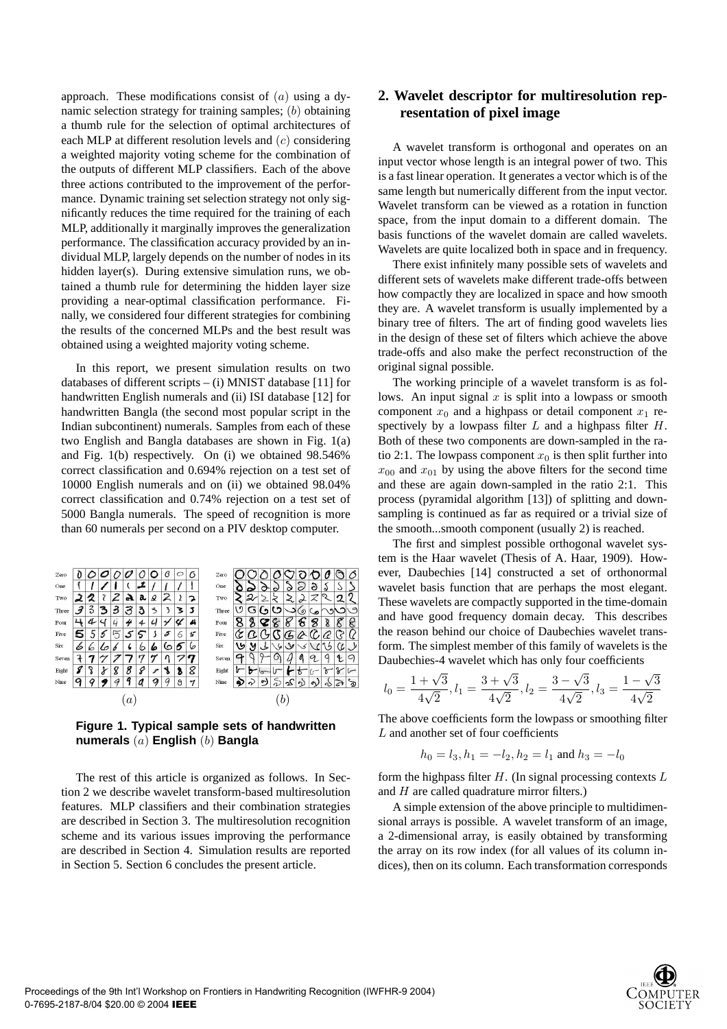approach. These modifications consist of $(a)$ using a dynamic selection strategy for training samples; $(b)$ obtaining a thumb rule for the selection of optimal architectures of each MLP at different resolution levels and $(c)$ considering a weighted majority voting scheme for the combination of the outputs of different MLP classifiers. Each of the above three actions contributed to the improvement of the performance. Dynamic training set selection strategy not only significantly reduces the time required for the training of each MLP, additionally it marginally improves the generalization performance. The classification accuracy provided by an individual MLP, largely depends on the number of nodes in its hidden layer(s). During extensive simulation runs, we obtained a thumb rule for determining the hidden layer size providing a near-optimal classification performance. Finally, we considered four different strategies for combining the results of the concerned MLPs and the best result was obtained using a weighted majority voting scheme.

In this report, we present simulation results on two databases of different scripts – (i) MNIST database [11] for handwritten English numerals and (ii) ISI database [12] for handwritten Bangla (the second most popular script in the Indian subcontinent) numerals. Samples from each of these two English and Bangla databases are shown in Fig. 1(a) and Fig. 1(b) respectively. On (i) we obtained 98.546% correct classification and 0.694% rejection on a test set of 10000 English numerals and on (ii) we obtained 98.04% correct classification and 0.74% rejection on a test set of 5000 Bangla numerals. The speed of recognition is more than 60 numerals per second on a PIV desktop computer.

**Figure 1. Typical sample sets of handwritten numerals** $(a)$ **English** $(b)$ **Bangla**

The rest of this article is organized as follows. In Section 2 we describe wavelet transform-based multiresolution features. MLP classifiers and their combination strategies are described in Section 3. The multiresolution recognition scheme and its various issues improving the performance are described in Section 4. Simulation results are reported in Section 5. Section 6 concludes the present article.

## 2. Wavelet descriptor for multiresolution representation of pixel image

A wavelet transform is orthogonal and operates on an input vector whose length is an integral power of two. This is a fast linear operation. It generates a vector which is of the same length but numerically different from the input vector. Wavelet transform can be viewed as a rotation in function space, from the input domain to a different domain. The basis functions of the wavelet domain are called wavelets. Wavelets are quite localized both in space and in frequency.

There exist infinitely many possible sets of wavelets and different sets of wavelets make different trade-offs between how compactly they are localized in space and how smooth they are. A wavelet transform is usually implemented by a binary tree of filters. The art of finding good wavelets lies in the design of these set of filters which achieve the above trade-offs and also make the perfect reconstruction of the original signal possible.

The working principle of a wavelet transform is as follows. An input signal $x$ is split into a lowpass or smooth component $x_0$ and a highpass or detail component $x_1$ respectively by a lowpass filter $L$ and a highpass filter $H$. Both of these two components are down-sampled in the ratio 2:1. The lowpass component $x_0$ is then split further into $x_{00}$ and $x_{01}$ by using the above filters for the second time and these are again down-sampled in the ratio 2:1. This process (pyramidal algorithm [13]) of splitting and down-sampling is continued as far as required or a trivial size of the smooth...smooth component (usually 2) is reached.

The first and simplest possible orthogonal wavelet system is the Haar wavelet (Thesis of A. Haar, 1909). However, Daubechies [14] constructed a set of orthonormal wavelet basis function that are perhaps the most elegant. These wavelets are compactly supported in the time-domain and have good frequency domain decay. This describes the reason behind our choice of Daubechies wavelet transform. The simplest member of this family of wavelets is the Daubechies-4 wavelet which has only four coefficients

$$l_0 = \frac{1+\sqrt{3}}{4\sqrt{2}}, l_1 = \frac{3+\sqrt{3}}{4\sqrt{2}}, l_2 = \frac{3-\sqrt{3}}{4\sqrt{2}}, l_3 = \frac{1-\sqrt{3}}{4\sqrt{2}}$$

The above coefficients form the lowpass or smoothing filter $L$ and another set of four coefficients

$$h_0 = l_3, h_1 = -l_2, h_2 = l_1 \text{ and } h_3 = -l_0$$

form the highpass filter $H$. (In signal processing contexts $L$ and $H$ are called quadrature mirror filters.)

A simple extension of the above principle to multidimensional arrays is possible. A wavelet transform of an image, a 2-dimensional array, is easily obtained by transforming the array on its row index (for all values of its column indices), then on its column. Each transformation corresponds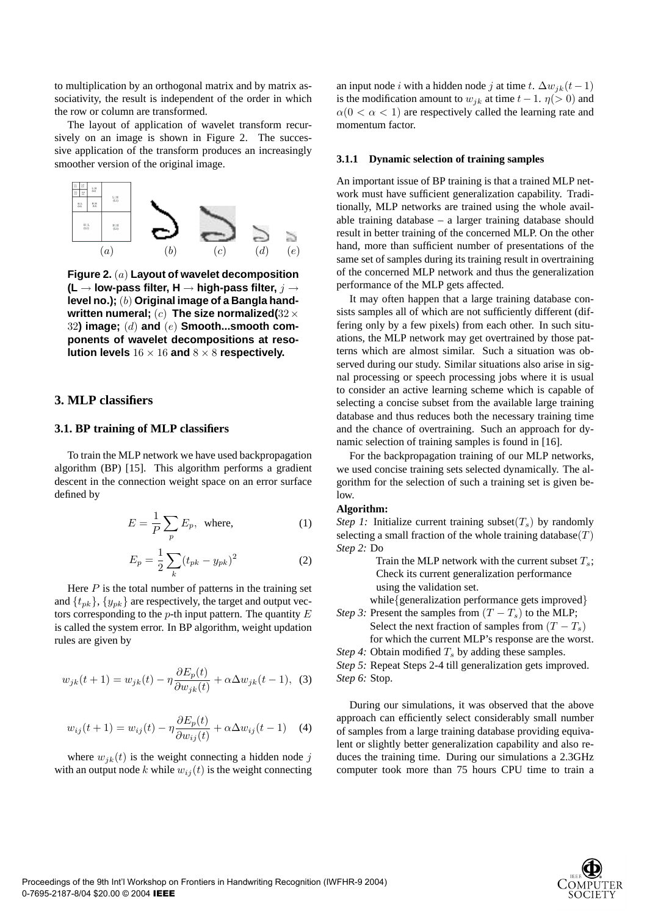to multiplication by an orthogonal matrix and by matrix associativity, the result is independent of the order in which the row or column are transformed.

The layout of application of wavelet transform recursively on an image is shown in Figure 2. The successive application of the transform produces an increasingly smoother version of the original image.

**Figure 2.** $(a)$ **Layout of wavelet decomposition (L $\rightarrow$ low-pass filter, H $\rightarrow$ high-pass filter,** $j \rightarrow$ **level no.);** $(b)$ **Original image of a Bangla handwritten numeral;** $(c)$ **The size normalized(**$32 \times 32$**) image;** $(d)$ **and** $(e)$ **Smooth...smooth components of wavelet decompositions at resolution levels** $16 \times 16$ **and** $8 \times 8$ **respectively.**

## 3. MLP classifiers

### 3.1. BP training of MLP classifiers

To train the MLP network we have used backpropagation algorithm (BP) [15]. This algorithm performs a gradient descent in the connection weight space on an error surface defined by

$$E = \frac{1}{P} \sum_{p} E_p, \quad \text{where,} \tag{1}$$

$$E_p = \frac{1}{2} \sum_{k} (t_{pk} - y_{pk})^2 \tag{2}$$

Here $P$ is the total number of patterns in the training set and $\{t_{pk}\}$, $\{y_{pk}\}$ are respectively, the target and output vectors corresponding to the $p$-th input pattern. The quantity $E$ is called the system error. In BP algorithm, weight updation rules are given by

$$w_{jk}(t+1) = w_{jk}(t) - \eta \frac{\partial E_p(t)}{\partial w_{jk}(t)} + \alpha \Delta w_{jk}(t-1), \tag{3}$$

$$w_{ij}(t+1) = w_{ij}(t) - \eta \frac{\partial E_p(t)}{\partial w_{ij}(t)} + \alpha \Delta w_{ij}(t-1) \tag{4}$$

where $w_{jk}(t)$ is the weight connecting a hidden node $j$ with an output node $k$ while $w_{ij}(t)$ is the weight connecting an input node $i$ with a hidden node $j$ at time $t$. $\Delta w_{jk}(t-1)$ is the modification amount to $w_{jk}$ at time $t-1$. $\eta(>0)$ and $\alpha(0 < \alpha < 1)$ are respectively called the learning rate and momentum factor.

#### 3.1.1 Dynamic selection of training samples

An important issue of BP training is that a trained MLP network must have sufficient generalization capability. Traditionally, MLP networks are trained using the whole available training database – a larger training database should result in better training of the concerned MLP. On the other hand, more than sufficient number of presentations of the same set of samples during its training result in overtraining of the concerned MLP network and thus the generalization performance of the MLP gets affected.

It may often happen that a large training database consists samples all of which are not sufficiently different (differing only by a few pixels) from each other. In such situations, the MLP network may get overtrained by those patterns which are almost similar. Such a situation was observed during our study. Similar situations also arise in signal processing or speech processing jobs where it is usual to consider an active learning scheme which is capable of selecting a concise subset from the available large training database and thus reduces both the necessary training time and the chance of overtraining. Such an approach for dynamic selection of training samples is found in [16].

For the backpropagation training of our MLP networks, we used concise training sets selected dynamically. The algorithm for the selection of such a training set is given below.

**Algorithm:**

*Step 1:* Initialize current training subset($T_s$) by randomly selecting a small fraction of the whole training database($T$)

*Step 2:* Do

Train the MLP network with the current subset $T_s$;
Check its current generalization performance using the validation set.
while{generalization performance gets improved}

*Step 3:* Present the samples from $(T - T_s)$ to the MLP;
Select the next fraction of samples from $(T - T_s)$ for which the current MLP's response are the worst.

*Step 4:* Obtain modified $T_s$ by adding these samples.

*Step 5:* Repeat Steps 2-4 till generalization gets improved.

*Step 6:* Stop.

During our simulations, it was observed that the above approach can efficiently select considerably small number of samples from a large training database providing equivalent or slightly better generalization capability and also reduces the training time. During our simulations a 2.3GHz computer took more than 75 hours CPU time to train a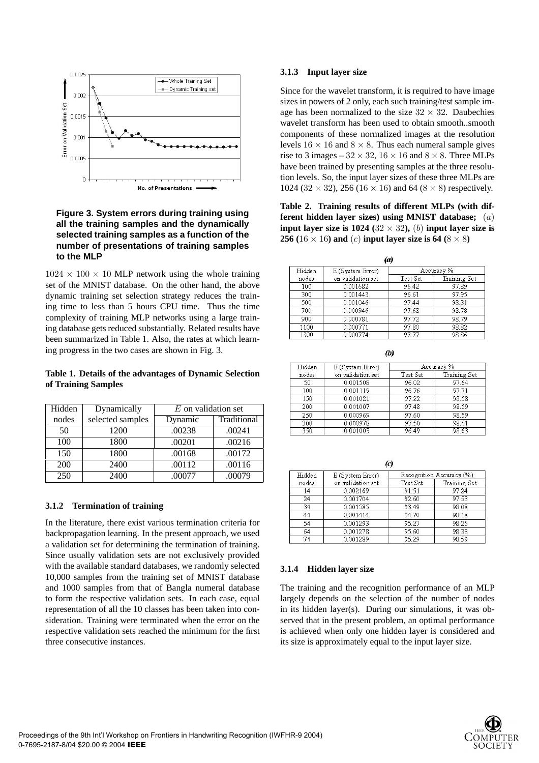**Figure 3. System errors during training using all the training samples and the dynamically selected training samples as a function of the number of presentations of training samples to the MLP**

$1024 \times 100 \times 10$ MLP network using the whole training set of the MNIST database. On the other hand, the above dynamic training set selection strategy reduces the training time to less than 5 hours CPU time. Thus the time complexity of training MLP networks using a large training database gets reduced substantially. Related results have been summarized in Table 1. Also, the rates at which learning progress in the two cases are shown in Fig. 3.

**Table 1. Details of the advantages of Dynamic Selection of Training Samples**

| Hidden nodes | Dynamically selected samples | $E$ on validation set | |
|---|---|---|---|
| | | Dynamic | Traditional |
| 50 | 1200 | .00238 | .00241 |
| 100 | 1800 | .00201 | .00216 |
| 150 | 1800 | .00168 | .00172 |
| 200 | 2400 | .00112 | .00116 |
| 250 | 2400 | .00077 | .00079 |

#### 3.1.2 Termination of training

In the literature, there exist various termination criteria for backpropagation learning. In the present approach, we used a validation set for determining the termination of training. Since usually validation sets are not exclusively provided with the available standard databases, we randomly selected 10,000 samples from the training set of MNIST database and 1000 samples from that of Bangla numeral database to form the respective validation sets. In each case, equal representation of all the 10 classes has been taken into consideration. Training were terminated when the error on the respective validation sets reached the minimum for the first three consecutive instances.

#### 3.1.3 Input layer size

Since for the wavelet transform, it is required to have image sizes in powers of 2 only, each such training/test sample image has been normalized to the size $32 \times 32$. Daubechies wavelet transform has been used to obtain smooth..smooth components of these normalized images at the resolution levels $16 \times 16$ and $8 \times 8$. Thus each numeral sample gives rise to 3 images – $32 \times 32$, $16 \times 16$ and $8 \times 8$. Three MLPs have been trained by presenting samples at the three resolution levels. So, the input layer sizes of these three MLPs are 1024 ($32 \times 32$), 256 ($16 \times 16$) and 64 ($8 \times 8$) respectively.

**Table 2. Training results of different MLPs (with different hidden layer sizes) using MNIST database; $(a)$ input layer size is 1024 ($32 \times 32$), $(b)$ input layer size is 256 ($16 \times 16$) and $(c)$ input layer size is 64 ($8 \times 8$)**

**(a)**

| Hidden nodes | E (System Error) on validation set | Accuracy % | |
|---|---|---|---|
| | | Test Set | Training Set |
| 100 | 0.001682 | 96.42 | 97.89 |
| 300 | 0.001443 | 96.61 | 97.95 |
| 500 | 0.001046 | 97.44 | 98.31 |
| 700 | 0.000946 | 97.68 | 98.78 |
| 900 | 0.000781 | 97.72 | 98.79 |
| 1100 | 0.000771 | 97.80 | 98.82 |
| 1300 | 0.000774 | 97.77 | 98.86 |

**(b)**

| Hidden nodes | E (System Error) on validation set | Accuracy % | |
|---|---|---|---|
| | | Test Set | Training Set |
| 50 | 0.001508 | 96.02 | 97.64 |
| 100 | 0.001119 | 96.76 | 97.71 |
| 150 | 0.001021 | 97.22 | 98.58 |
| 200 | 0.001007 | 97.48 | 98.59 |
| 250 | 0.000969 | 97.60 | 98.59 |
| 300 | 0.000978 | 97.50 | 98.61 |
| 350 | 0.001003 | 96.49 | 98.63 |

**(c)**

| Hidden nodes | E (System Error) on validation set | Recognition Accuracy (%) | |
|---|---|---|---|
| | | Test Set | Training Set |
| 14 | 0.002169 | 91.51 | 97.24 |
| 24 | 0.001704 | 92.60 | 97.53 |
| 34 | 0.001585 | 93.49 | 98.08 |
| 44 | 0.001414 | 94.70 | 98.18 |
| 54 | 0.001293 | 95.27 | 98.25 |
| 64 | 0.001278 | 95.60 | 98.38 |
| 74 | 0.001289 | 95.29 | 98.59 |

#### 3.1.4 Hidden layer size

The training and the recognition performance of an MLP largely depends on the selection of the number of nodes in its hidden layer(s). During our simulations, it was observed that in the present problem, an optimal performance is achieved when only one hidden layer is considered and its size is approximately equal to the input layer size.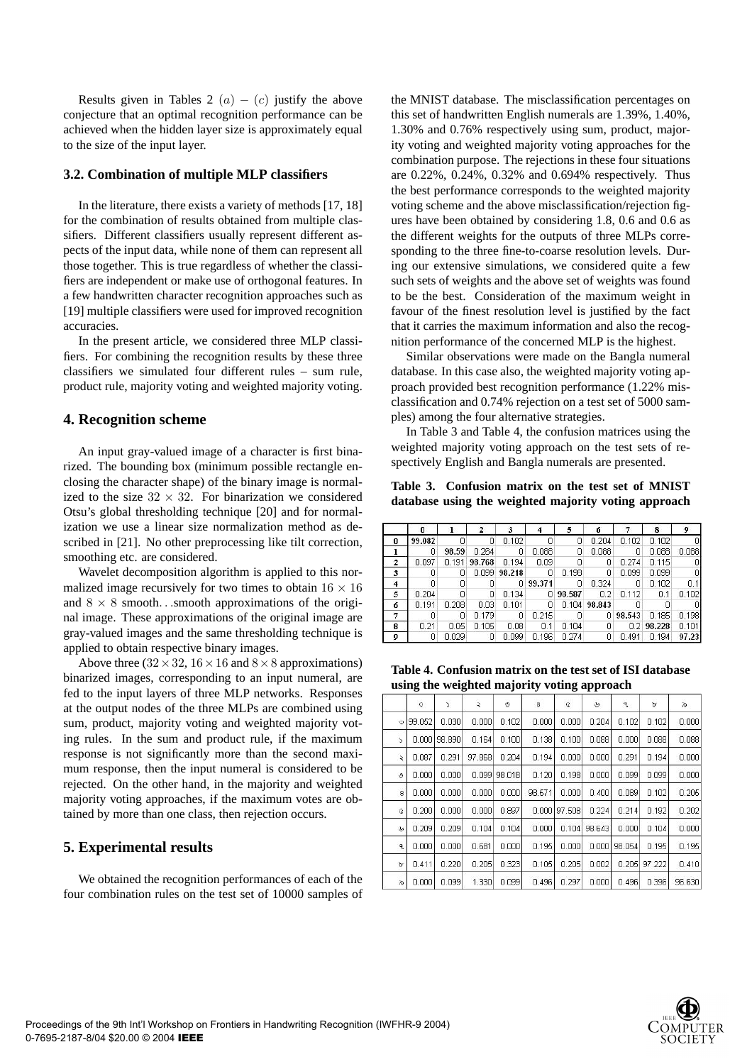Results given in Tables 2 $(a) - (c)$ justify the above conjecture that an optimal recognition performance can be achieved when the hidden layer size is approximately equal to the size of the input layer.

### 3.2. Combination of multiple MLP classifiers

In the literature, there exists a variety of methods [17, 18] for the combination of results obtained from multiple classifiers. Different classifiers usually represent different aspects of the input data, while none of them can represent all those together. This is true regardless of whether the classifiers are independent or make use of orthogonal features. In a few handwritten character recognition approaches such as [19] multiple classifiers were used for improved recognition accuracies.

In the present article, we considered three MLP classifiers. For combining the recognition results by these three classifiers we simulated four different rules – sum rule, product rule, majority voting and weighted majority voting.

## 4. Recognition scheme

An input gray-valued image of a character is first binarized. The bounding box (minimum possible rectangle enclosing the character shape) of the binary image is normalized to the size $32 \times 32$. For binarization we considered Otsu's global thresholding technique [20] and for normalization we use a linear size normalization method as described in [21]. No other preprocessing like tilt correction, smoothing etc. are considered.

Wavelet decomposition algorithm is applied to this normalized image recursively for two times to obtain $16 \times 16$ and $8 \times 8$ smooth. . .smooth approximations of the original image. These approximations of the original image are gray-valued images and the same thresholding technique is applied to obtain respective binary images.

Above three ($32 \times 32$, $16 \times 16$ and $8 \times 8$ approximations) binarized images, corresponding to an input numeral, are fed to the input layers of three MLP networks. Responses at the output nodes of the three MLPs are combined using sum, product, majority voting and weighted majority voting rules. In the sum and product rule, if the maximum response is not significantly more than the second maximum response, then the input numeral is considered to be rejected. On the other hand, in the majority and weighted majority voting approaches, if the maximum votes are obtained by more than one class, then rejection occurs.

## 5. Experimental results

We obtained the recognition performances of each of the four combination rules on the test set of 10000 samples of the MNIST database. The misclassification percentages on this set of handwritten English numerals are 1.39%, 1.40%, 1.30% and 0.76% respectively using sum, product, majority voting and weighted majority voting approaches for the combination purpose. The rejections in these four situations are 0.22%, 0.24%, 0.32% and 0.694% respectively. Thus the best performance corresponds to the weighted majority voting scheme and the above misclassification/rejection figures have been obtained by considering 1.8, 0.6 and 0.6 as the different weights for the outputs of three MLPs corresponding to the three fine-to-coarse resolution levels. During our extensive simulations, we considered quite a few such sets of weights and the above set of weights was found to be the best. Consideration of the maximum weight in favour of the finest resolution level is justified by the fact that it carries the maximum information and also the recognition performance of the concerned MLP is the highest.

Similar observations were made on the Bangla numeral database. In this case also, the weighted majority voting approach provided best recognition performance (1.22% misclassification and 0.74% rejection on a test set of 5000 samples) among the four alternative strategies.

In Table 3 and Table 4, the confusion matrices using the weighted majority voting approach on the test sets of respectively English and Bangla numerals are presented.

**Table 3. Confusion matrix on the test set of MNIST database using the weighted majority voting approach**

| | 0 | 1 | 2 | 3 | 4 | 5 | 6 | 7 | 8 | 9 |
|---|---|---|---|---|---|---|---|---|---|---|
| **0** | **99.082** | 0 | 0 | 0.102 | 0 | 0 | 0.204 | 0.102 | 0.102 | 0 |
| **1** | 0 | **98.59** | 0.264 | 0 | 0.088 | 0 | 0.088 | 0 | 0.088 | 0.088 |
| **2** | 0.097 | 0.191 | **98.768** | 0.194 | 0.09 | 0 | 0 | 0.274 | 0.115 | 0 |
| **3** | 0 | 0 | 0.099 | **98.218** | 0 | 0.198 | 0 | 0.099 | 0.099 | 0 |
| **4** | 0 | 0 | 0 | 0 | **99.371** | 0 | 0.324 | 0 | 0.102 | 0.1 |
| **5** | 0.204 | 0 | 0 | 0.134 | 0 | **98.587** | 0.2 | 0.112 | 0.1 | 0.102 |
| **6** | 0.191 | 0.208 | 0.03 | 0.101 | 0 | 0.104 | **98.843** | 0 | 0 | 0 |
| **7** | 0 | 0 | 0.179 | 0 | 0.215 | 0 | 0 | **98.543** | 0.185 | 0.198 |
| **8** | 0.21 | 0.05 | 0.105 | 0.08 | 0.1 | 0.104 | 0 | 0.2 | **98.228** | 0.101 |
| **9** | 0 | 0.029 | 0 | 0.099 | 0.196 | 0.274 | 0 | 0.491 | 0.194 | **97.23** |

**Table 4. Confusion matrix on the test set of ISI database using the weighted majority voting approach**

| | ০ | ১ | ২ | ৩ | ৪ | ৫ | ৬ | ৭ | ৮ | ৯ |
|---|---|---|---|---|---|---|---|---|---|---|
| ০ | 99.052 | 0.030 | 0.000 | 0.102 | 0.000 | 0.000 | 0.204 | 0.102 | 0.102 | 0.000 |
| ১ | 0.000 | 98.890 | 0.164 | 0.100 | 0.138 | 0.100 | 0.088 | 0.000 | 0.088 | 0.088 |
| ২ | 0.087 | 0.291 | 97.868 | 0.204 | 0.194 | 0.000 | 0.000 | 0.291 | 0.194 | 0.000 |
| ৩ | 0.000 | 0.000 | 0.099 | 98.018 | 0.120 | 0.198 | 0.000 | 0.099 | 0.099 | 0.000 |
| ৪ | 0.000 | 0.000 | 0.000 | 0.000 | 98.571 | 0.000 | 0.400 | 0.089 | 0.102 | 0.205 |
| ৫ | 0.200 | 0.000 | 0.000 | 0.897 | 0.000 | 97.508 | 0.224 | 0.214 | 0.192 | 0.202 |
| ৬ | 0.209 | 0.209 | 0.104 | 0.104 | 0.000 | 0.104 | 98.643 | 0.000 | 0.104 | 0.000 |
| ৭ | 0.000 | 0.000 | 0.681 | 0.000 | 0.195 | 0.000 | 0.000 | 98.054 | 0.195 | 0.195 |
| ৮ | 0.411 | 0.220 | 0.205 | 0.323 | 0.105 | 0.205 | 0.002 | 0.205 | 97.222 | 0.410 |
| ৯ | 0.000 | 0.099 | 1.330 | 0.099 | 0.496 | 0.297 | 0.000 | 0.496 | 0.396 | 96.630 |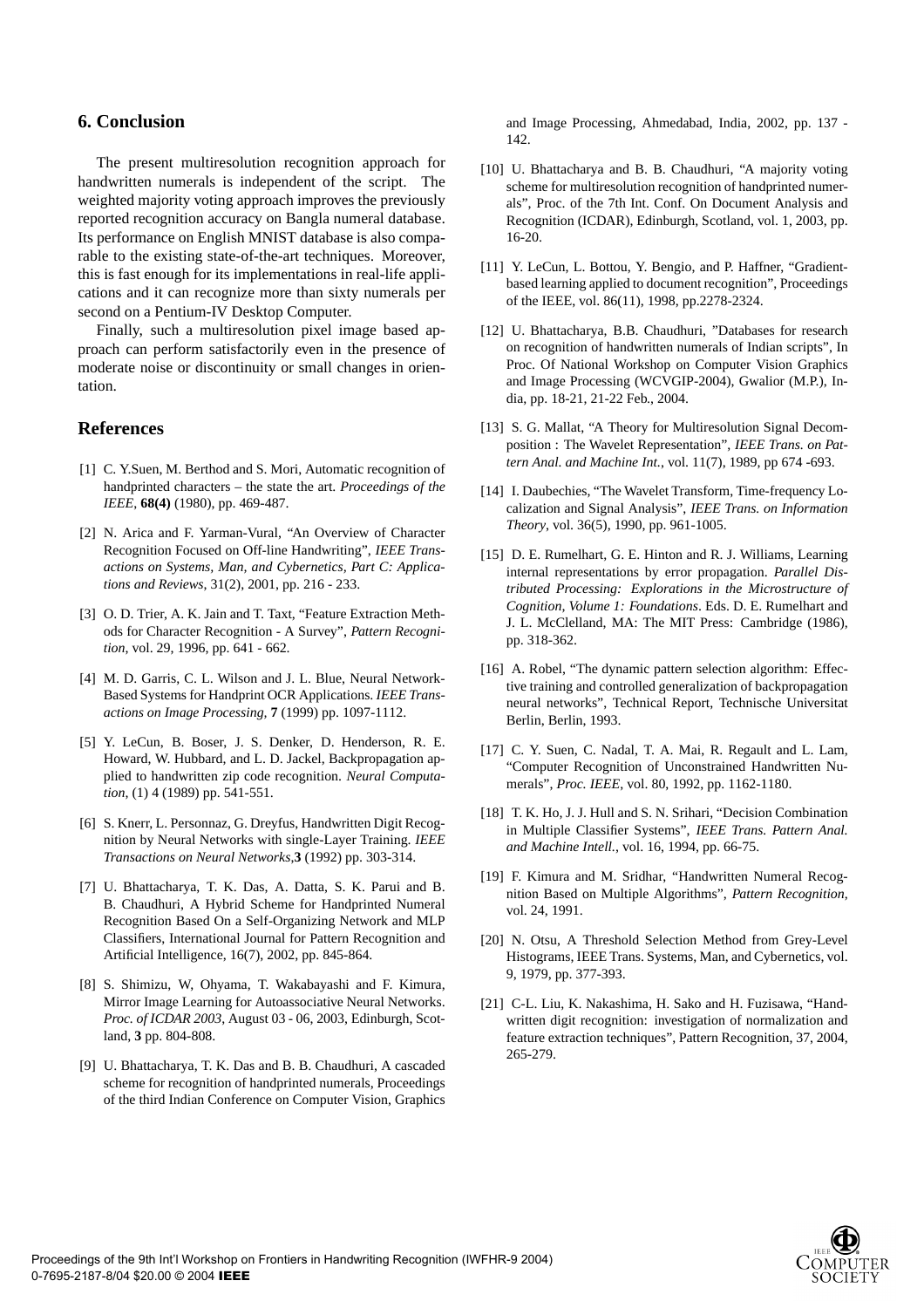## 6. Conclusion

The present multiresolution recognition approach for handwritten numerals is independent of the script. The weighted majority voting approach improves the previously reported recognition accuracy on Bangla numeral database. Its performance on English MNIST database is also comparable to the existing state-of-the-art techniques. Moreover, this is fast enough for its implementations in real-life applications and it can recognize more than sixty numerals per second on a Pentium-IV Desktop Computer.

Finally, such a multiresolution pixel image based approach can perform satisfactorily even in the presence of moderate noise or discontinuity or small changes in orientation.

## References

[1] C. Y.Suen, M. Berthod and S. Mori, Automatic recognition of handprinted characters – the state the art. *Proceedings of the IEEE*, **68(4)** (1980), pp. 469-487.

[2] N. Arica and F. Yarman-Vural, "An Overview of Character Recognition Focused on Off-line Handwriting", *IEEE Transactions on Systems, Man, and Cybernetics, Part C: Applications and Reviews*, 31(2), 2001, pp. 216 - 233.

[3] O. D. Trier, A. K. Jain and T. Taxt, "Feature Extraction Methods for Character Recognition - A Survey", *Pattern Recognition*, vol. 29, 1996, pp. 641 - 662.

[4] M. D. Garris, C. L. Wilson and J. L. Blue, Neural Network-Based Systems for Handprint OCR Applications. *IEEE Transactions on Image Processing*, **7** (1999) pp. 1097-1112.

[5] Y. LeCun, B. Boser, J. S. Denker, D. Henderson, R. E. Howard, W. Hubbard, and L. D. Jackel, Backpropagation applied to handwritten zip code recognition. *Neural Computation*, (1) 4 (1989) pp. 541-551.

[6] S. Knerr, L. Personnaz, G. Dreyfus, Handwritten Digit Recognition by Neural Networks with single-Layer Training. *IEEE Transactions on Neural Networks*,**3** (1992) pp. 303-314.

[7] U. Bhattacharya, T. K. Das, A. Datta, S. K. Parui and B. B. Chaudhuri, A Hybrid Scheme for Handprinted Numeral Recognition Based On a Self-Organizing Network and MLP Classifiers, International Journal for Pattern Recognition and Artificial Intelligence, 16(7), 2002, pp. 845-864.

[8] S. Shimizu, W, Ohyama, T. Wakabayashi and F. Kimura, Mirror Image Learning for Autoassociative Neural Networks. *Proc. of ICDAR 2003*, August 03 - 06, 2003, Edinburgh, Scotland, **3** pp. 804-808.

[9] U. Bhattacharya, T. K. Das and B. B. Chaudhuri, A cascaded scheme for recognition of handprinted numerals, Proceedings of the third Indian Conference on Computer Vision, Graphics and Image Processing, Ahmedabad, India, 2002, pp. 137 - 142.

[10] U. Bhattacharya and B. B. Chaudhuri, "A majority voting scheme for multiresolution recognition of handprinted numerals", Proc. of the 7th Int. Conf. On Document Analysis and Recognition (ICDAR), Edinburgh, Scotland, vol. 1, 2003, pp. 16-20.

[11] Y. LeCun, L. Bottou, Y. Bengio, and P. Haffner, "Gradient-based learning applied to document recognition", Proceedings of the IEEE, vol. 86(11), 1998, pp.2278-2324.

[12] U. Bhattacharya, B.B. Chaudhuri, "Databases for research on recognition of handwritten numerals of Indian scripts", In Proc. Of National Workshop on Computer Vision Graphics and Image Processing (WCVGIP-2004), Gwalior (M.P.), India, pp. 18-21, 21-22 Feb., 2004.

[13] S. G. Mallat, "A Theory for Multiresolution Signal Decomposition : The Wavelet Representation", *IEEE Trans. on Pattern Anal. and Machine Int.*, vol. 11(7), 1989, pp 674 -693.

[14] I. Daubechies, "The Wavelet Transform, Time-frequency Localization and Signal Analysis", *IEEE Trans. on Information Theory*, vol. 36(5), 1990, pp. 961-1005.

[15] D. E. Rumelhart, G. E. Hinton and R. J. Williams, Learning internal representations by error propagation. *Parallel Distributed Processing: Explorations in the Microstructure of Cognition, Volume 1: Foundations*. Eds. D. E. Rumelhart and J. L. McClelland, MA: The MIT Press: Cambridge (1986), pp. 318-362.

[16] A. Robel, "The dynamic pattern selection algorithm: Effective training and controlled generalization of backpropagation neural networks", Technical Report, Technische Universitat Berlin, Berlin, 1993.

[17] C. Y. Suen, C. Nadal, T. A. Mai, R. Regault and L. Lam, "Computer Recognition of Unconstrained Handwritten Numerals", *Proc. IEEE*, vol. 80, 1992, pp. 1162-1180.

[18] T. K. Ho, J. J. Hull and S. N. Srihari, "Decision Combination in Multiple Classifier Systems", *IEEE Trans. Pattern Anal. and Machine Intell.*, vol. 16, 1994, pp. 66-75.

[19] F. Kimura and M. Sridhar, "Handwritten Numeral Recognition Based on Multiple Algorithms", *Pattern Recognition*, vol. 24, 1991.

[20] N. Otsu, A Threshold Selection Method from Grey-Level Histograms, IEEE Trans. Systems, Man, and Cybernetics, vol. 9, 1979, pp. 377-393.

[21] C-L. Liu, K. Nakashima, H. Sako and H. Fuzisawa, "Handwritten digit recognition: investigation of normalization and feature extraction techniques", Pattern Recognition, 37, 2004, 265-279.